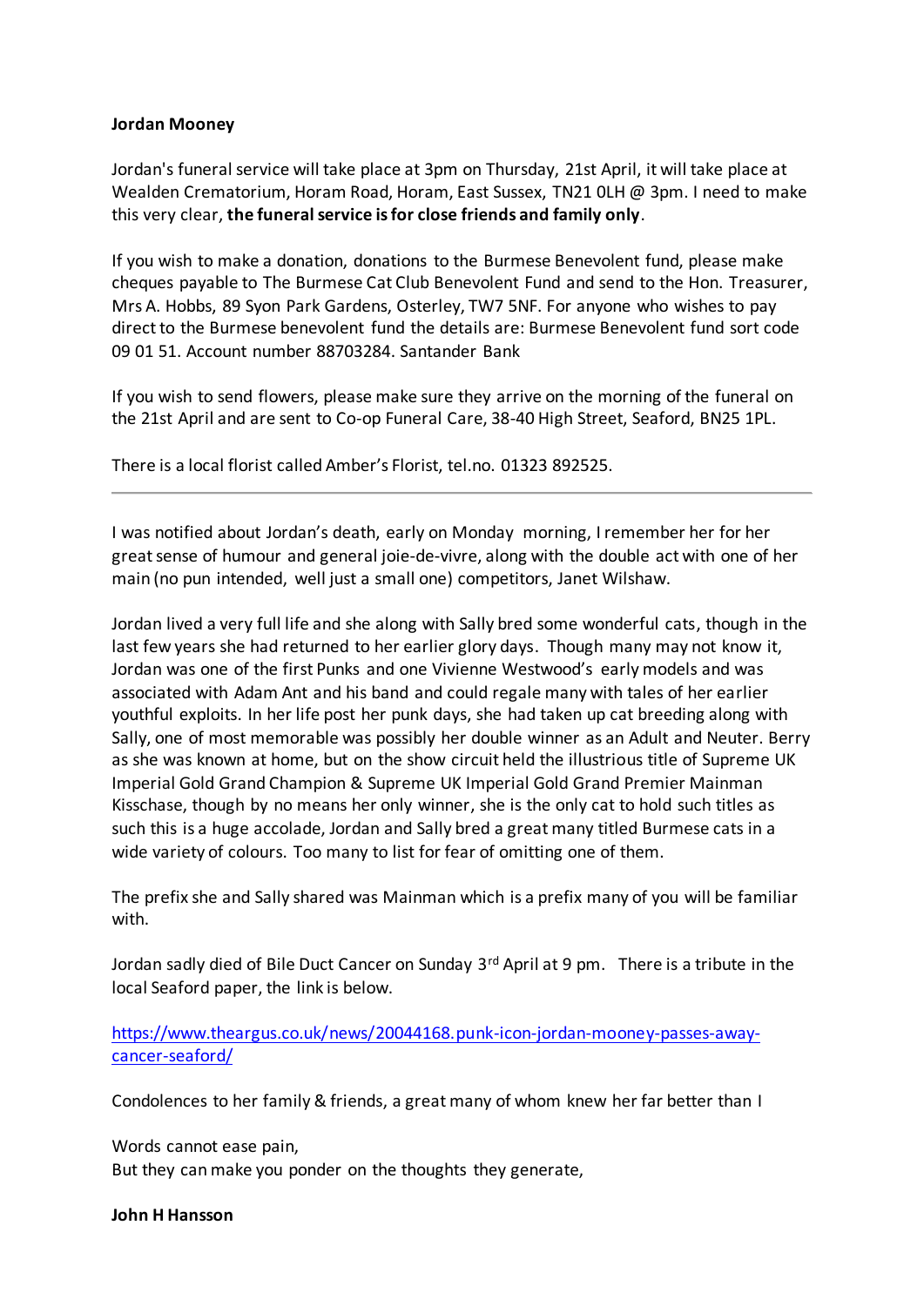**Jordan Mooney**

Jordan's funeral service will take place at 3pm on Thursday, 21st April, it will take place at Wealden Crematorium, Horam Road, Horam, East Sussex, TN21 0LH @ 3pm. I need to make this very clear, **the funeral service is for close friends and family only**.

If you wish to make a donation, donations to the Burmese Benevolent fund, please make cheques payable to The Burmese Cat Club Benevolent Fund and send to the Hon. Treasurer, Mrs A. Hobbs, 89 Syon Park Gardens, Osterley, TW7 5NF. For anyone who wishes to pay direct to the Burmese benevolent fund the details are: Burmese Benevolent fund sort code 09 01 51. Account number 88703284. Santander Bank

If you wish to send flowers, please make sure they arrive on the morning of the funeral on the 21st April and are sent to Co-op Funeral Care, 38-40 High Street, Seaford, BN25 1PL.

There is a local florist called Amber's Florist, tel.no. 01323 892525.

---

I was notified about Jordan's death, early on Monday morning, I remember her for her great sense of humour and general joie-de-vivre, along with the double act with one of her main (no pun intended, well just a small one) competitors, Janet Wilshaw.

Jordan lived a very full life and she along with Sally bred some wonderful cats, though in the last few years she had returned to her earlier glory days. Though many may not know it, Jordan was one of the first Punks and one Vivienne Westwood's early models and was associated with Adam Ant and his band and could regale many with tales of her earlier youthful exploits. In her life post her punk days, she had taken up cat breeding along with Sally, one of most memorable was possibly her double winner as an Adult and Neuter. Berry as she was known at home, but on the show circuit held the illustrious title of Supreme UK Imperial Gold Grand Champion & Supreme UK Imperial Gold Grand Premier Mainman Kisschase, though by no means her only winner, she is the only cat to hold such titles as such this is a huge accolade, Jordan and Sally bred a great many titled Burmese cats in a wide variety of colours. Too many to list for fear of omitting one of them.

The prefix she and Sally shared was Mainman which is a prefix many of you will be familiar with.

Jordan sadly died of Bile Duct Cancer on Sunday 3rd April at 9 pm. There is a tribute in the local Seaford paper, the link is below.

https://www.theargus.co.uk/news/20044168.punk-icon-jordan-mooney-passes-away-cancer-seaford/

Condolences to her family & friends, a great many of whom knew her far better than I

Words cannot ease pain,  
But they can make you ponder on the thoughts they generate,

**John H Hansson**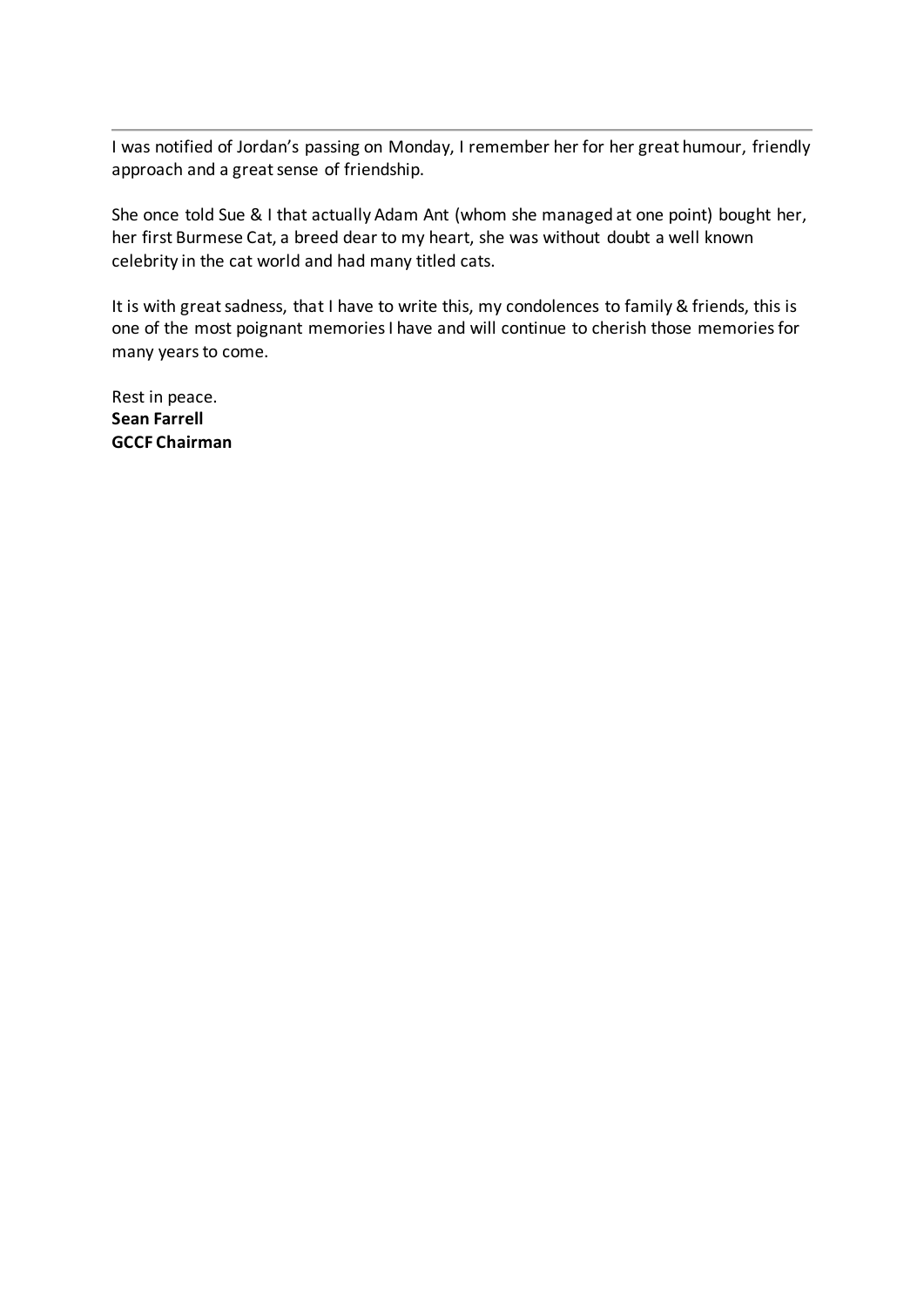I was notified of Jordan's passing on Monday, I remember her for her great humour, friendly approach and a great sense of friendship.

She once told Sue & I that actually Adam Ant (whom she managed at one point) bought her, her first Burmese Cat, a breed dear to my heart, she was without doubt a well known celebrity in the cat world and had many titled cats.

It is with great sadness, that I have to write this, my condolences to family & friends, this is one of the most poignant memories I have and will continue to cherish those memories for many years to come.

Rest in peace.
**Sean Farrell**
**GCCF Chairman**